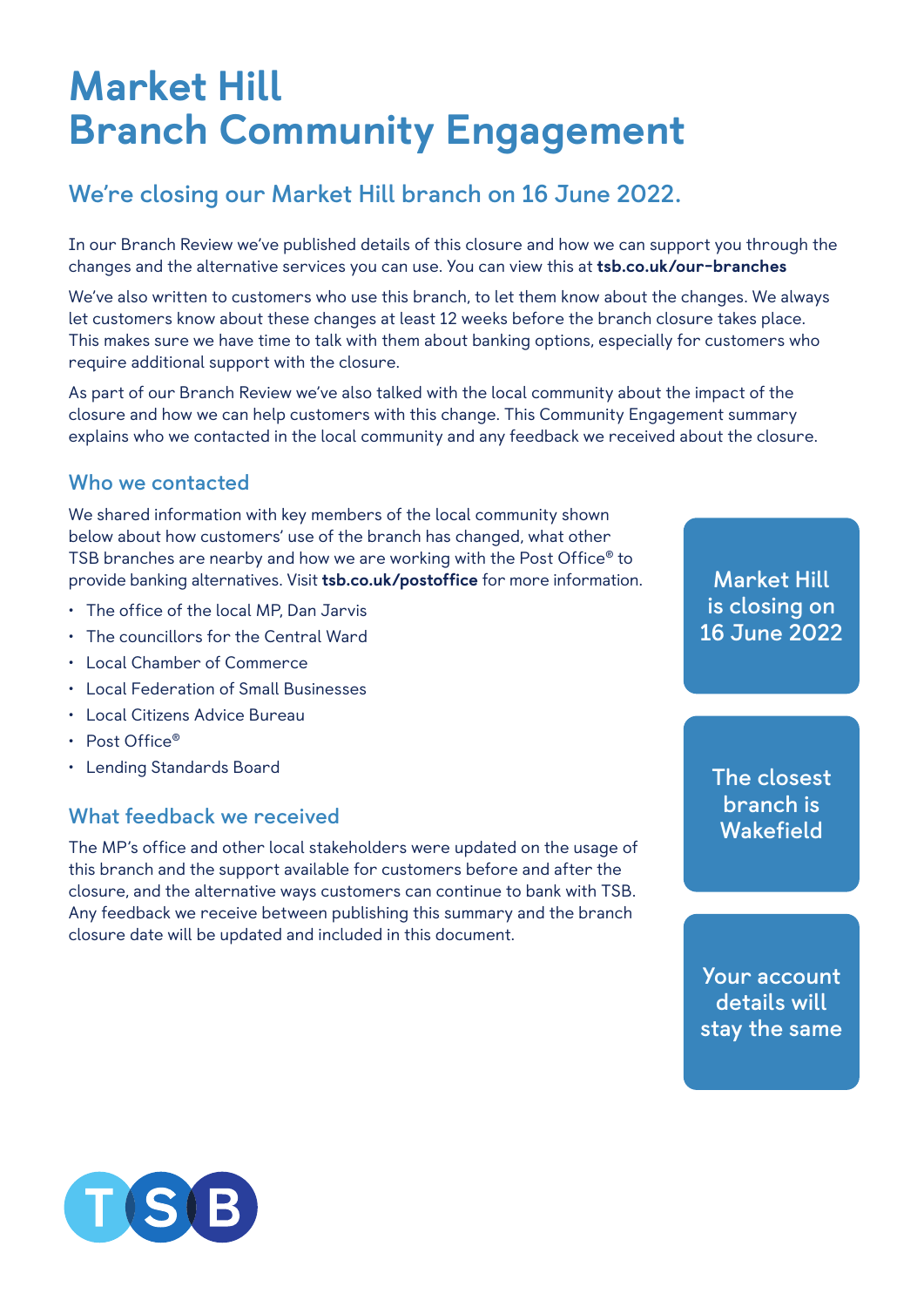# Market Hill Branch Community Engagement

## We're closing our Market Hill branch on 16 June 2022.

In our Branch Review we've published details of this closure and how we can support you through the changes and the alternative services you can use. You can view this at **tsb.co.uk/our-branches**

We've also written to customers who use this branch, to let them know about the changes. We always let customers know about these changes at least 12 weeks before the branch closure takes place. This makes sure we have time to talk with them about banking options, especially for customers who require additional support with the closure.

As part of our Branch Review we've also talked with the local community about the impact of the closure and how we can help customers with this change. This Community Engagement summary explains who we contacted in the local community and any feedback we received about the closure.

### Who we contacted

We shared information with key members of the local community shown below about how customers' use of the branch has changed, what other TSB branches are nearby and how we are working with the Post Office® to provide banking alternatives. Visit **tsb.co.uk/postoffice** for more information.

- The office of the local MP, Dan Jarvis
- The councillors for the Central Ward
- Local Chamber of Commerce
- Local Federation of Small Businesses
- Local Citizens Advice Bureau
- Post Office®
- Lending Standards Board

### What feedback we received

The MP's office and other local stakeholders were updated on the usage of this branch and the support available for customers before and after the closure, and the alternative ways customers can continue to bank with TSB. Any feedback we receive between publishing this summary and the branch closure date will be updated and included in this document.

Market Hill is closing on 16 June 2022

The closest branch is Wakefield

Your account details will stay the same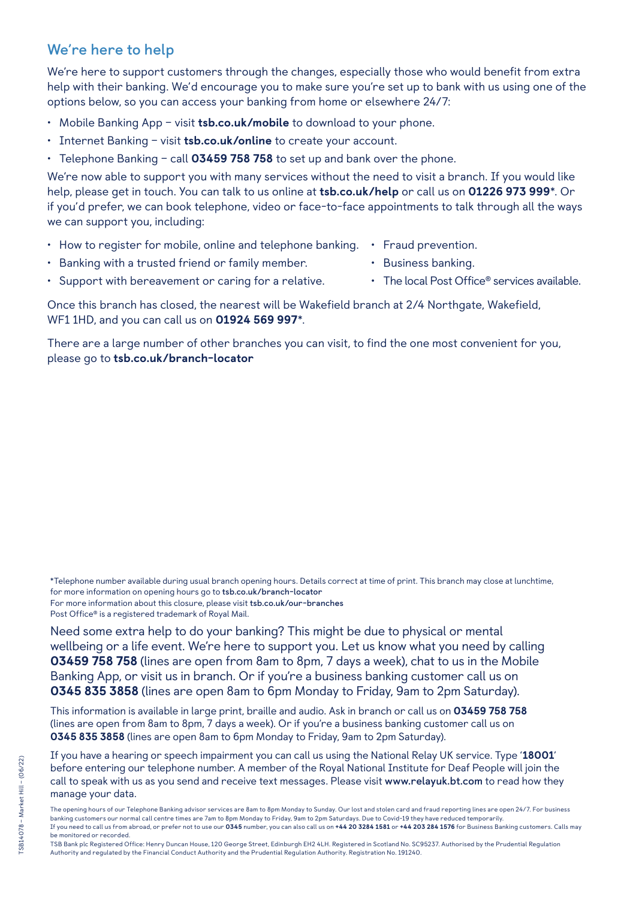## We're here to help

We're here to support customers through the changes, especially those who would benefit from extra help with their banking. We'd encourage you to make sure you're set up to bank with us using one of the options below, so you can access your banking from home or elsewhere 24/7:

- Mobile Banking App – visit **tsb.co.uk/mobile** to download to your phone.
- Internet Banking – visit **tsb.co.uk/online** to create your account.
- Telephone Banking – call **03459 758 758** to set up and bank over the phone.

We're now able to support you with many services without the need to visit a branch. If you would like help, please get in touch. You can talk to us online at **tsb.co.uk/help** or call us on **01226 973 999***. Or if you'd prefer, we can book telephone, video or face-to-face appointments to talk through all the ways we can support you, including:

- How to register for mobile, online and telephone banking.
- Banking with a trusted friend or family member.
- Support with bereavement or caring for a relative.
- Fraud prevention.
- Business banking.
- The local Post Office® services available.

Once this branch has closed, the nearest will be Wakefield branch at 2/4 Northgate, Wakefield, WF1 1HD, and you can call us on **01924 569 997***.

There are a large number of other branches you can visit, to find the one most convenient for you, please go to **tsb.co.uk/branch-locator**

*Telephone number available during usual branch opening hours. Details correct at time of print. This branch may close at lunchtime, for more information on opening hours go to **tsb.co.uk/branch-locator**
For more information about this closure, please visit **tsb.co.uk/our-branches**
Post Office® is a registered trademark of Royal Mail.

Need some extra help to do your banking? This might be due to physical or mental wellbeing or a life event. We're here to support you. Let us know what you need by calling **03459 758 758** (lines are open from 8am to 8pm, 7 days a week), chat to us in the Mobile Banking App, or visit us in branch. Or if you're a business banking customer call us on **0345 835 3858** (lines are open 8am to 6pm Monday to Friday, 9am to 2pm Saturday).

This information is available in large print, braille and audio. Ask in branch or call us on **03459 758 758** (lines are open from 8am to 8pm, 7 days a week). Or if you're a business banking customer call us on **0345 835 3858** (lines are open 8am to 6pm Monday to Friday, 9am to 2pm Saturday).

If you have a hearing or speech impairment you can call us using the National Relay UK service. Type '**18001**' before entering our telephone number. A member of the Royal National Institute for Deaf People will join the call to speak with us as you send and receive text messages. Please visit **www.relayuk.bt.com** to read how they manage your data.

The opening hours of our Telephone Banking advisor services are 8am to 8pm Monday to Sunday. Our lost and stolen card and fraud reporting lines are open 24/7. For business banking customers our normal call centre times are 7am to 8pm Monday to Friday, 9am to 2pm Saturdays. Due to Covid-19 they have reduced temporarily.
If you need to call us from abroad, or prefer not to use our **0345** number, you can also call us on **+44 20 3284 1581** or **+44 203 284 1576** for Business Banking customers. Calls may be monitored or recorded.
TSB Bank plc Registered Office: Henry Duncan House, 120 George Street, Edinburgh EH2 4LH. Registered in Scotland No. SC95237. Authorised by the Prudential Regulation Authority and regulated by the Financial Conduct Authority and the Prudential Regulation Authority. Registration No. 191240.

TSB14078 – Market Hill – (06/22)